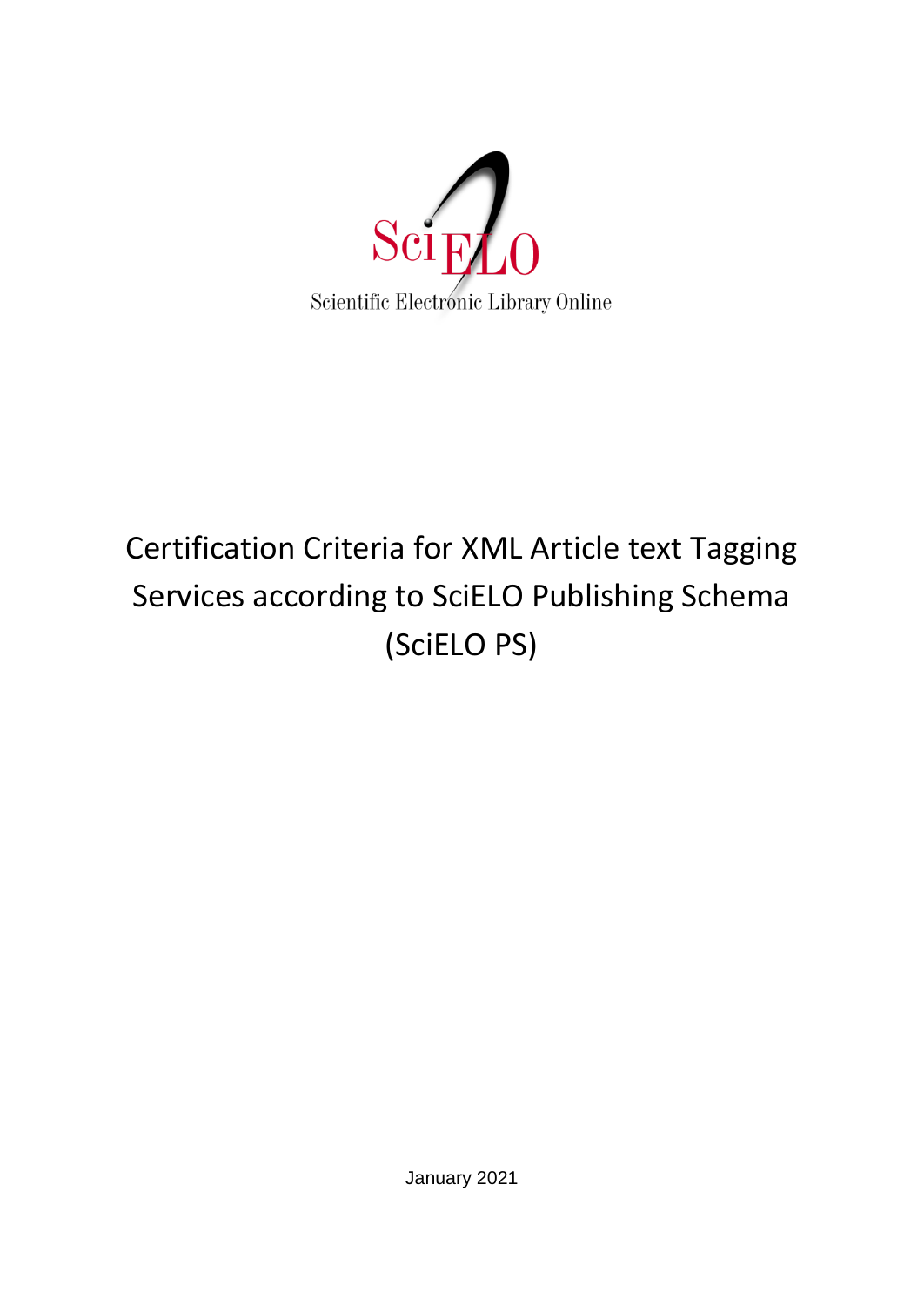SciELO

Scientific Electronic Library Online

# Certification Criteria for XML Article text Tagging Services according to SciELO Publishing Schema (SciELO PS)

January 2021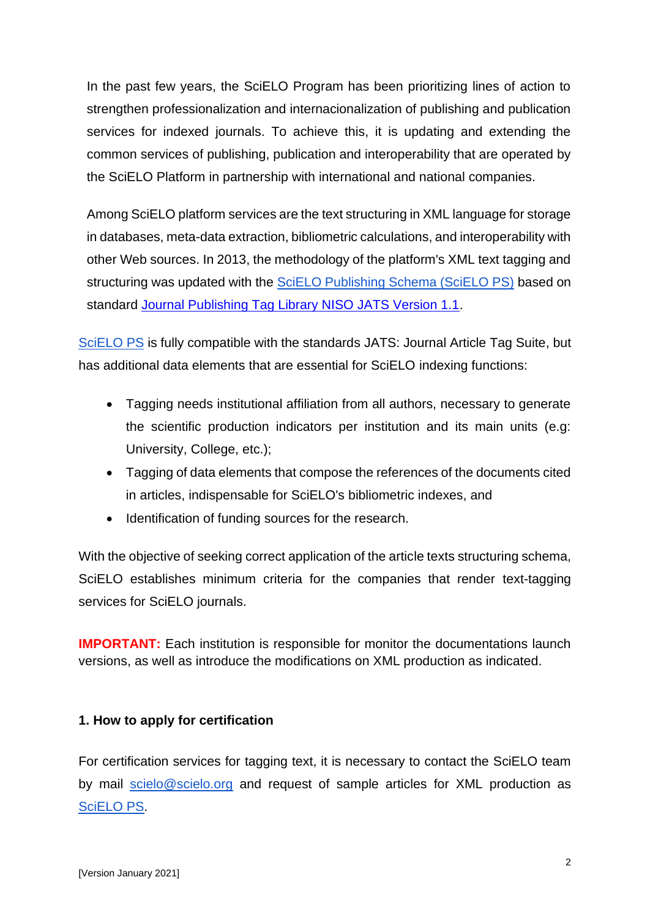In the past few years, the SciELO Program has been prioritizing lines of action to strengthen professionalization and internacionalization of publishing and publication services for indexed journals. To achieve this, it is updating and extending the common services of publishing, publication and interoperability that are operated by the SciELO Platform in partnership with international and national companies.

Among SciELO platform services are the text structuring in XML language for storage in databases, meta-data extraction, bibliometric calculations, and interoperability with other Web sources. In 2013, the methodology of the platform's XML text tagging and structuring was updated with the SciELO Publishing Schema (SciELO PS) based on standard Journal Publishing Tag Library NISO JATS Version 1.1.

SciELO PS is fully compatible with the standards JATS: Journal Article Tag Suite, but has additional data elements that are essential for SciELO indexing functions:

- Tagging needs institutional affiliation from all authors, necessary to generate the scientific production indicators per institution and its main units (e.g: University, College, etc.);
- Tagging of data elements that compose the references of the documents cited in articles, indispensable for SciELO's bibliometric indexes, and
- Identification of funding sources for the research.

With the objective of seeking correct application of the article texts structuring schema, SciELO establishes minimum criteria for the companies that render text-tagging services for SciELO journals.

**IMPORTANT:** Each institution is responsible for monitor the documentations launch versions, as well as introduce the modifications on XML production as indicated.

## 1. How to apply for certification

For certification services for tagging text, it is necessary to contact the SciELO team by mail scielo@scielo.org and request of sample articles for XML production as SciELO PS.

[Version January 2021]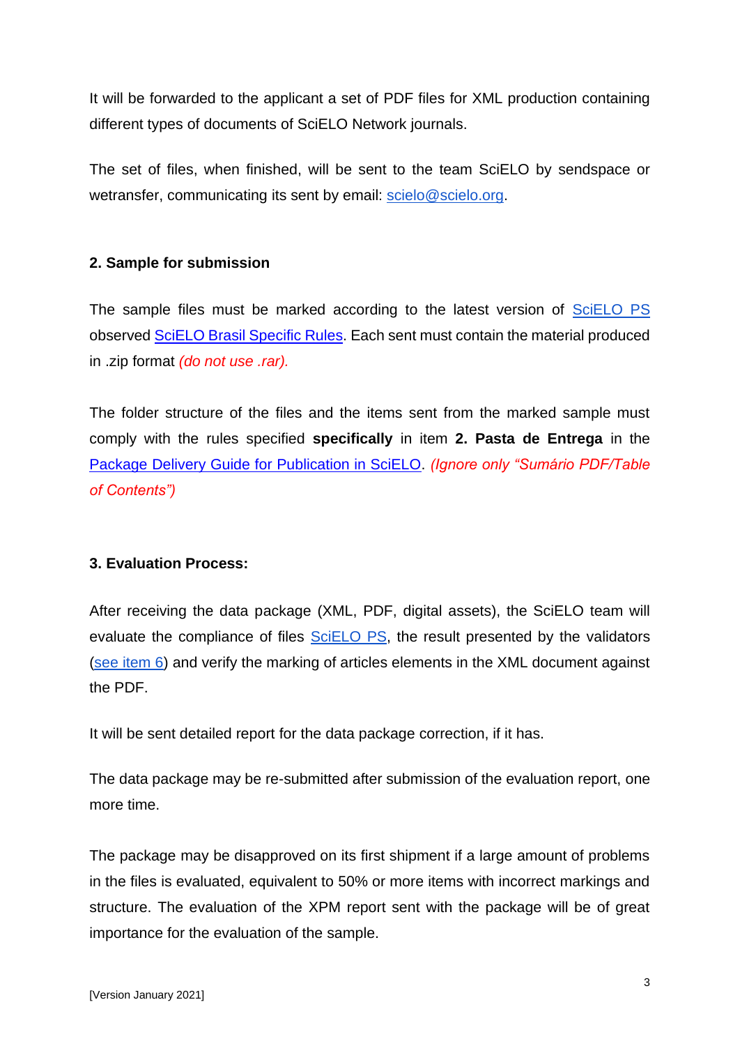It will be forwarded to the applicant a set of PDF files for XML production containing different types of documents of SciELO Network journals.

The set of files, when finished, will be sent to the team SciELO by sendspace or wetransfer, communicating its sent by email: scielo@scielo.org.

## 2. Sample for submission

The sample files must be marked according to the latest version of SciELO PS observed SciELO Brasil Specific Rules. Each sent must contain the material produced in .zip format *(do not use .rar).*

The folder structure of the files and the items sent from the marked sample must comply with the rules specified **specifically** in item **2. Pasta de Entrega** in the Package Delivery Guide for Publication in SciELO. *(Ignore only "Sumário PDF/Table of Contents")*

## 3. Evaluation Process:

After receiving the data package (XML, PDF, digital assets), the SciELO team will evaluate the compliance of files SciELO PS, the result presented by the validators (see item 6) and verify the marking of articles elements in the XML document against the PDF.

It will be sent detailed report for the data package correction, if it has.

The data package may be re-submitted after submission of the evaluation report, one more time.

The package may be disapproved on its first shipment if a large amount of problems in the files is evaluated, equivalent to 50% or more items with incorrect markings and structure. The evaluation of the XPM report sent with the package will be of great importance for the evaluation of the sample.

[Version January 2021]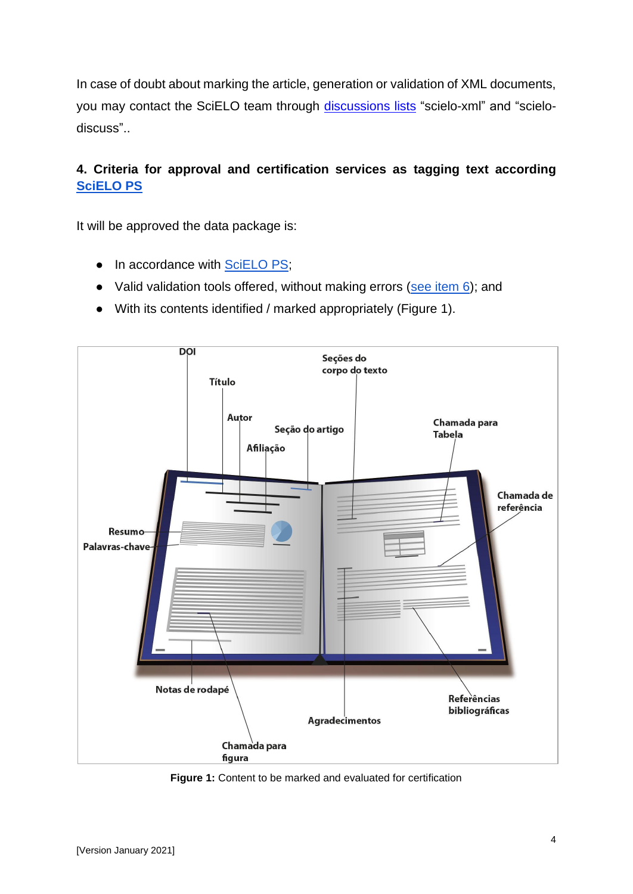In case of doubt about marking the article, generation or validation of XML documents, you may contact the SciELO team through [discussions lists]() “scielo-xml” and “scielo-discuss”..

## 4. Criteria for approval and certification services as tagging text according [SciELO PS]()

It will be approved the data package is:

- In accordance with [SciELO PS]();
- Valid validation tools offered, without making errors ([see item 6]()); and
- With its contents identified / marked appropriately (Figure 1).

**Figure 1:** Content to be marked and evaluated for certification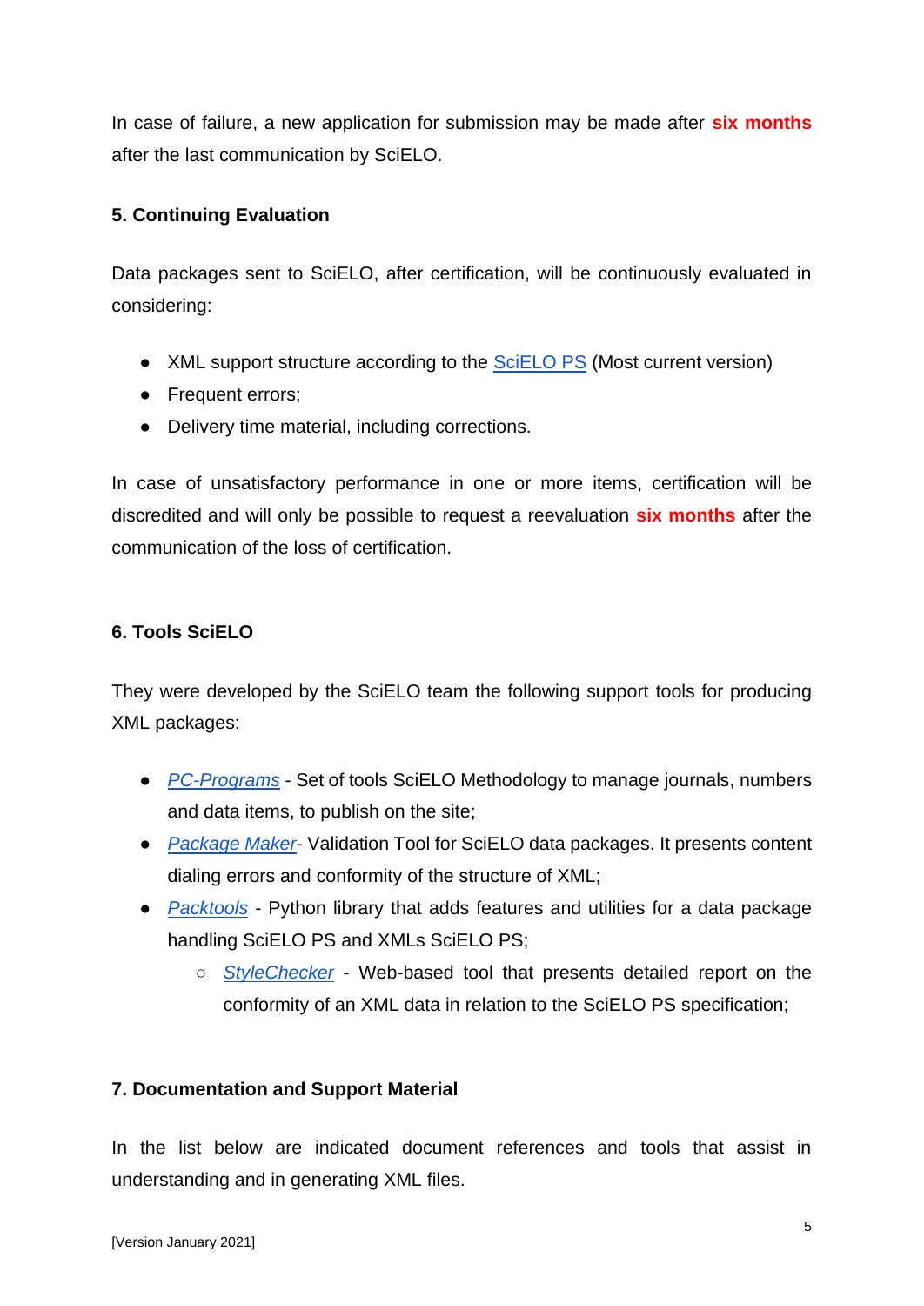In case of failure, a new application for submission may be made after **six months** after the last communication by SciELO.

## 5. Continuing Evaluation

Data packages sent to SciELO, after certification, will be continuously evaluated in considering:

- XML support structure according to the SciELO PS (Most current version)
- Frequent errors;
- Delivery time material, including corrections.

In case of unsatisfactory performance in one or more items, certification will be discredited and will only be possible to request a reevaluation **six months** after the communication of the loss of certification.

## 6. Tools SciELO

They were developed by the SciELO team the following support tools for producing XML packages:

- *PC-Programs* - Set of tools SciELO Methodology to manage journals, numbers and data items, to publish on the site;
- *Package Maker*- Validation Tool for SciELO data packages. It presents content dialing errors and conformity of the structure of XML;
- *Packtools* - Python library that adds features and utilities for a data package handling SciELO PS and XMLs SciELO PS;
  - *StyleChecker* - Web-based tool that presents detailed report on the conformity of an XML data in relation to the SciELO PS specification;

## 7. Documentation and Support Material

In the list below are indicated document references and tools that assist in understanding and in generating XML files.

[Version January 2021]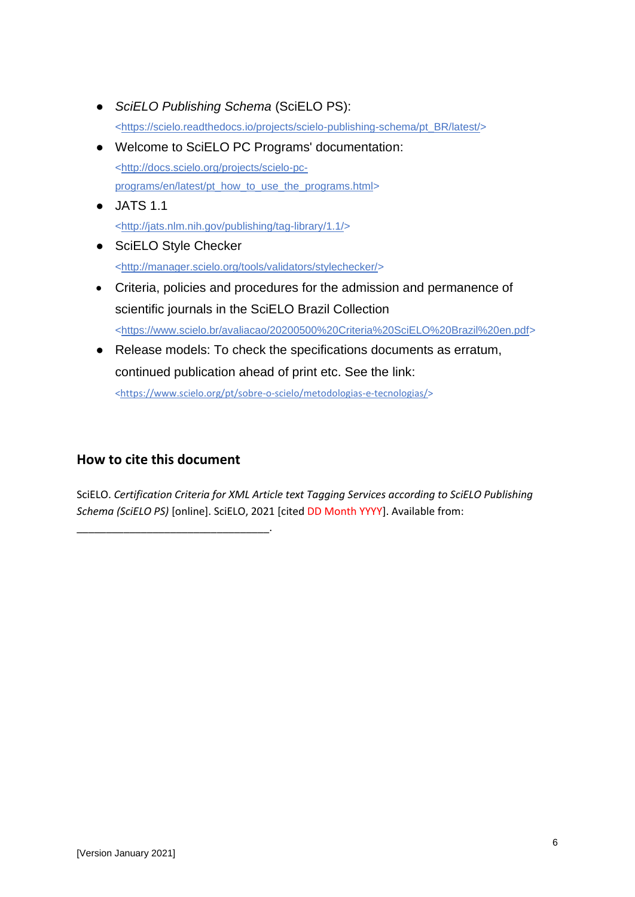- *SciELO Publishing Schema* (SciELO PS): <https://scielo.readthedocs.io/projects/scielo-publishing-schema/pt_BR/latest/>
- Welcome to SciELO PC Programs' documentation: <http://docs.scielo.org/projects/scielo-pc-programs/en/latest/pt_how_to_use_the_programs.html>
- JATS 1.1 <http://jats.nlm.nih.gov/publishing/tag-library/1.1/>
- SciELO Style Checker <http://manager.scielo.org/tools/validators/stylechecker/>
- Criteria, policies and procedures for the admission and permanence of scientific journals in the SciELO Brazil Collection <https://www.scielo.br/avaliacao/20200500%20Criteria%20SciELO%20Brazil%20en.pdf>
- Release models: To check the specifications documents as erratum, continued publication ahead of print etc. See the link: <https://www.scielo.org/pt/sobre-o-scielo/metodologias-e-tecnologias/>

## How to cite this document

SciELO. *Certification Criteria for XML Article text Tagging Services according to SciELO Publishing Schema (SciELO PS)* [online]. SciELO, 2021 [cited DD Month YYYY]. Available from: _________________________________.

[Version January 2021]